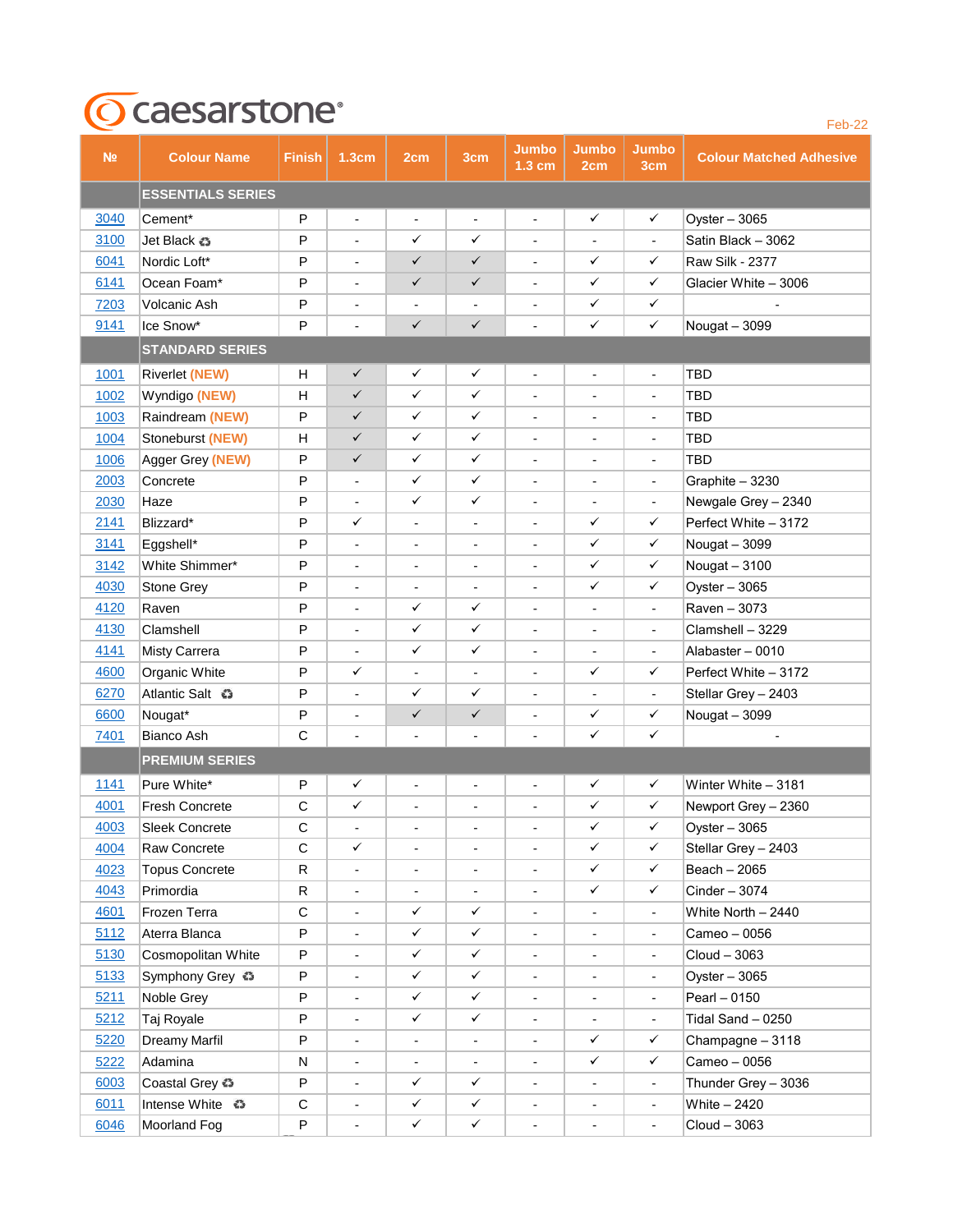# caesarstone®

Feb-22

| № | Colour Name | Finish | 1.3cm | 2cm | 3cm | Jumbo 1.3 cm | Jumbo 2cm | Jumbo 3cm | Colour Matched Adhesive |
|---|---|---|---|---|---|---|---|---|---|
| | **ESSENTIALS SERIES** | | | | | | | | |
| 3040 | Cement* | P | - | - | - | - | ✓ | ✓ | Oyster – 3065 |
| 3100 | Jet Black ♲ | P | - | ✓ | ✓ | - | - | - | Satin Black – 3062 |
| 6041 | Nordic Loft* | P | - | ✓ | ✓ | - | ✓ | ✓ | Raw Silk - 2377 |
| 6141 | Ocean Foam* | P | - | ✓ | ✓ | - | ✓ | ✓ | Glacier White – 3006 |
| 7203 | Volcanic Ash | P | - | - | - | - | ✓ | ✓ | - |
| 9141 | Ice Snow* | P | - | ✓ | ✓ | - | ✓ | ✓ | Nougat – 3099 |
| | **STANDARD SERIES** | | | | | | | | |
| 1001 | Riverlet (NEW) | H | ✓ | ✓ | ✓ | - | - | - | TBD |
| 1002 | Wyndigo (NEW) | H | ✓ | ✓ | ✓ | - | - | - | TBD |
| 1003 | Raindream (NEW) | P | ✓ | ✓ | ✓ | - | - | - | TBD |
| 1004 | Stoneburst (NEW) | H | ✓ | ✓ | ✓ | - | - | - | TBD |
| 1006 | Agger Grey (NEW) | P | ✓ | ✓ | ✓ | - | - | - | TBD |
| 2003 | Concrete | P | - | ✓ | ✓ | - | - | - | Graphite – 3230 |
| 2030 | Haze | P | - | ✓ | ✓ | - | - | - | Newgale Grey – 2340 |
| 2141 | Blizzard* | P | ✓ | - | - | - | ✓ | ✓ | Perfect White – 3172 |
| 3141 | Eggshell* | P | - | - | - | - | ✓ | ✓ | Nougat – 3099 |
| 3142 | White Shimmer* | P | - | - | - | - | ✓ | ✓ | Nougat – 3100 |
| 4030 | Stone Grey | P | - | - | - | - | ✓ | ✓ | Oyster – 3065 |
| 4120 | Raven | P | - | ✓ | ✓ | - | - | - | Raven – 3073 |
| 4130 | Clamshell | P | - | ✓ | ✓ | - | - | - | Clamshell – 3229 |
| 4141 | Misty Carrera | P | - | ✓ | ✓ | - | - | - | Alabaster – 0010 |
| 4600 | Organic White | P | ✓ | - | - | - | ✓ | ✓ | Perfect White – 3172 |
| 6270 | Atlantic Salt ♲ | P | - | ✓ | ✓ | - | - | - | Stellar Grey – 2403 |
| 6600 | Nougat* | P | - | ✓ | ✓ | - | ✓ | ✓ | Nougat – 3099 |
| 7401 | Bianco Ash | C | - | - | - | - | ✓ | ✓ | - |
| | **PREMIUM SERIES** | | | | | | | | |
| 1141 | Pure White* | P | ✓ | - | - | - | ✓ | ✓ | Winter White – 3181 |
| 4001 | Fresh Concrete | C | ✓ | - | - | - | ✓ | ✓ | Newport Grey – 2360 |
| 4003 | Sleek Concrete | C | - | - | - | - | ✓ | ✓ | Oyster – 3065 |
| 4004 | Raw Concrete | C | ✓ | - | - | - | ✓ | ✓ | Stellar Grey – 2403 |
| 4023 | Topus Concrete | R | - | - | - | - | ✓ | ✓ | Beach – 2065 |
| 4043 | Primordia | R | - | - | - | - | ✓ | ✓ | Cinder – 3074 |
| 4601 | Frozen Terra | C | - | ✓ | ✓ | - | - | - | White North – 2440 |
| 5112 | Aterra Blanca | P | - | ✓ | ✓ | - | - | - | Cameo – 0056 |
| 5130 | Cosmopolitan White | P | - | ✓ | ✓ | - | - | - | Cloud – 3063 |
| 5133 | Symphony Grey ♲ | P | - | ✓ | ✓ | - | - | - | Oyster – 3065 |
| 5211 | Noble Grey | P | - | ✓ | ✓ | - | - | - | Pearl – 0150 |
| 5212 | Taj Royale | P | - | ✓ | ✓ | - | - | - | Tidal Sand – 0250 |
| 5220 | Dreamy Marfil | P | - | - | - | - | ✓ | ✓ | Champagne – 3118 |
| 5222 | Adamina | N | - | - | - | - | ✓ | ✓ | Cameo – 0056 |
| 6003 | Coastal Grey ♲ | P | - | ✓ | ✓ | - | - | - | Thunder Grey – 3036 |
| 6011 | Intense White ♲ | C | - | ✓ | ✓ | - | - | - | White – 2420 |
| 6046 | Moorland Fog | P | - | ✓ | ✓ | - | - | - | Cloud – 3063 |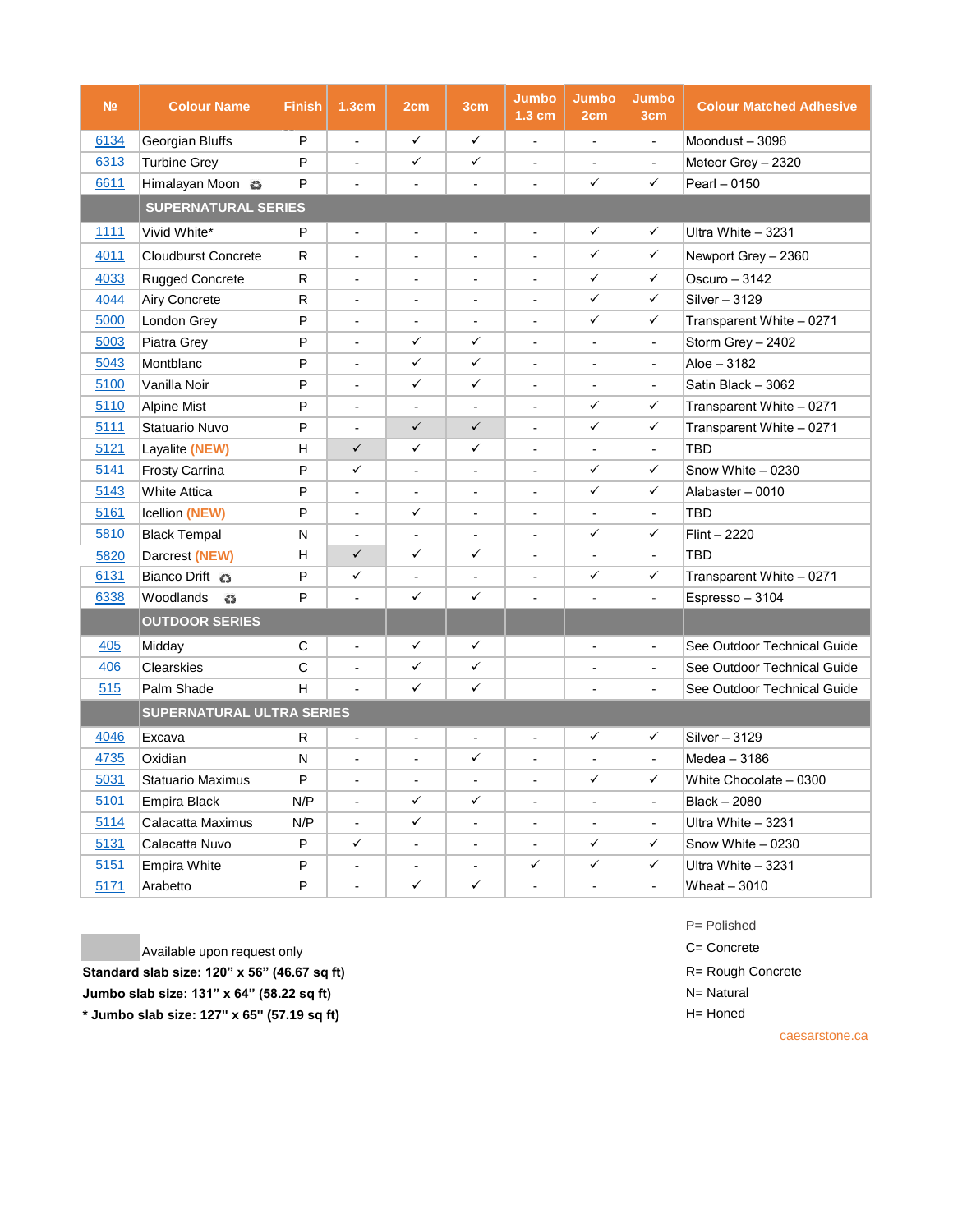| № | Colour Name | Finish | 1.3cm | 2cm | 3cm | Jumbo 1.3 cm | Jumbo 2cm | Jumbo 3cm | Colour Matched Adhesive |
|---|---|---|---|---|---|---|---|---|---|
| 6134 | Georgian Bluffs | P | - | ✓ | ✓ | - | - | - | Moondust – 3096 |
| 6313 | Turbine Grey | P | - | ✓ | ✓ | - | - | - | Meteor Grey – 2320 |
| 6611 | Himalayan Moon ♻ | P | - | - | - | - | ✓ | ✓ | Pearl – 0150 |
| | **SUPERNATURAL SERIES** | | | | | | | | |
| 1111 | Vivid White* | P | - | - | - | - | ✓ | ✓ | Ultra White – 3231 |
| 4011 | Cloudburst Concrete | R | - | - | - | - | ✓ | ✓ | Newport Grey – 2360 |
| 4033 | Rugged Concrete | R | - | - | - | - | ✓ | ✓ | Oscuro – 3142 |
| 4044 | Airy Concrete | R | - | - | - | - | ✓ | ✓ | Silver – 3129 |
| 5000 | London Grey | P | - | - | - | - | ✓ | ✓ | Transparent White – 0271 |
| 5003 | Piatra Grey | P | - | ✓ | ✓ | - | - | - | Storm Grey – 2402 |
| 5043 | Montblanc | P | - | ✓ | ✓ | - | - | - | Aloe – 3182 |
| 5100 | Vanilla Noir | P | - | ✓ | ✓ | - | - | - | Satin Black – 3062 |
| 5110 | Alpine Mist | P | - | - | - | - | ✓ | ✓ | Transparent White – 0271 |
| 5111 | Statuario Nuvo | P | - | ✓ | ✓ | - | ✓ | ✓ | Transparent White – 0271 |
| 5121 | Layalite (NEW) | H | ✓ | ✓ | ✓ | - | - | - | TBD |
| 5141 | Frosty Carrina | P | ✓ | - | - | - | ✓ | ✓ | Snow White – 0230 |
| 5143 | White Attica | P | - | - | - | - | ✓ | ✓ | Alabaster – 0010 |
| 5161 | Icellion (NEW) | P | - | ✓ | - | - | - | - | TBD |
| 5810 | Black Tempal | N | - | - | - | - | ✓ | ✓ | Flint – 2220 |
| 5820 | Darcrest (NEW) | H | ✓ | ✓ | ✓ | - | - | - | TBD |
| 6131 | Bianco Drift ♻ | P | ✓ | - | - | - | ✓ | ✓ | Transparent White – 0271 |
| 6338 | Woodlands ♻ | P | - | ✓ | ✓ | - | - | - | Espresso – 3104 |
| | **OUTDOOR SERIES** | | | | | | | | |
| 405 | Midday | C | - | ✓ | ✓ | | - | - | See Outdoor Technical Guide |
| 406 | Clearskies | C | - | ✓ | ✓ | | - | - | See Outdoor Technical Guide |
| 515 | Palm Shade | H | - | ✓ | ✓ | | - | - | See Outdoor Technical Guide |
| | **SUPERNATURAL ULTRA SERIES** | | | | | | | | |
| 4046 | Excava | R | - | - | - | - | ✓ | ✓ | Silver – 3129 |
| 4735 | Oxidian | N | - | - | ✓ | - | - | - | Medea – 3186 |
| 5031 | Statuario Maximus | P | - | - | - | - | ✓ | ✓ | White Chocolate – 0300 |
| 5101 | Empira Black | N/P | - | ✓ | ✓ | - | - | - | Black – 2080 |
| 5114 | Calacatta Maximus | N/P | - | ✓ | - | - | - | - | Ultra White – 3231 |
| 5131 | Calacatta Nuvo | P | ✓ | - | - | - | ✓ | ✓ | Snow White – 0230 |
| 5151 | Empira White | P | - | - | - | ✓ | ✓ | ✓ | Ultra White – 3231 |
| 5171 | Arabetto | P | - | ✓ | ✓ | - | - | - | Wheat – 3010 |

(Shaded) Available upon request only

**Standard slab size: 120" x 56" (46.67 sq ft)**

**Jumbo slab size: 131" x 64" (58.22 sq ft)**

*** Jumbo slab size: 127" x 65" (57.19 sq ft)**

P= Polished

C= Concrete

R= Rough Concrete

N= Natural

H= Honed

caesarstone.ca